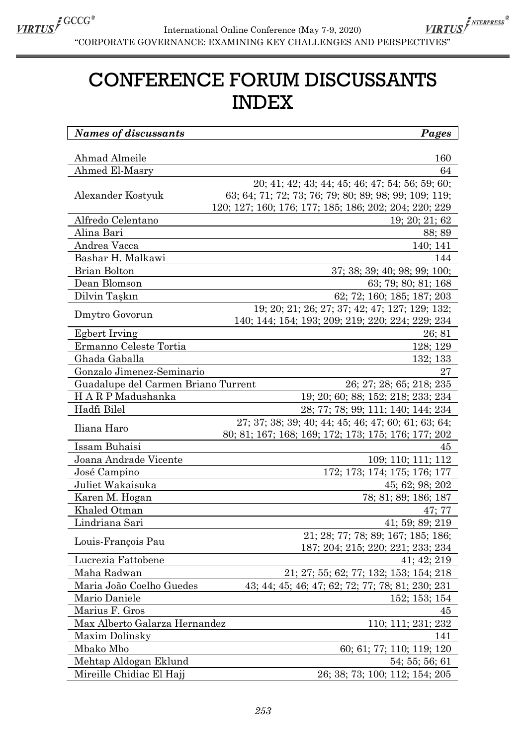# CONFERENCE FORUM DISCUSSANTS INDEX

| *Names of discussants* | *Pages* |
|---|---|
| Ahmad Almeile | 160 |
| Ahmed El-Masry | 64 |
| Alexander Kostyuk | 20; 41; 42; 43; 44; 45; 46; 47; 54; 56; 59; 60; 63; 64; 71; 72; 73; 76; 79; 80; 89; 98; 99; 109; 119; 120; 127; 160; 176; 177; 185; 186; 202; 204; 220; 229 |
| Alfredo Celentano | 19; 20; 21; 62 |
| Alina Bari | 88; 89 |
| Andrea Vacca | 140; 141 |
| Bashar H. Malkawi | 144 |
| Brian Bolton | 37; 38; 39; 40; 98; 99; 100; |
| Dean Blomson | 63; 79; 80; 81; 168 |
| Dilvin Taşkın | 62; 72; 160; 185; 187; 203 |
| Dmytro Govorun | 19; 20; 21; 26; 27; 37; 42; 47; 127; 129; 132; 140; 144; 154; 193; 209; 219; 220; 224; 229; 234 |
| Egbert Irving | 26; 81 |
| Ermanno Celeste Tortia | 128; 129 |
| Ghada Gaballa | 132; 133 |
| Gonzalo Jimenez-Seminario | 27 |
| Guadalupe del Carmen Briano Turrent | 26; 27; 28; 65; 218; 235 |
| H A R P Madushanka | 19; 20; 60; 88; 152; 218; 233; 234 |
| Hadfi Bilel | 28; 77; 78; 99; 111; 140; 144; 234 |
| Iliana Haro | 27; 37; 38; 39; 40; 44; 45; 46; 47; 60; 61; 63; 64; 80; 81; 167; 168; 169; 172; 173; 175; 176; 177; 202 |
| Issam Buhaisi | 45 |
| Joana Andrade Vicente | 109; 110; 111; 112 |
| José Campino | 172; 173; 174; 175; 176; 177 |
| Juliet Wakaisuka | 45; 62; 98; 202 |
| Karen M. Hogan | 78; 81; 89; 186; 187 |
| Khaled Otman | 47; 77 |
| Lindriana Sari | 41; 59; 89; 219 |
| Louis-François Pau | 21; 28; 77; 78; 89; 167; 185; 186; 187; 204; 215; 220; 221; 233; 234 |
| Lucrezia Fattobene | 41; 42; 219 |
| Maha Radwan | 21; 27; 55; 62; 77; 132; 153; 154; 218 |
| Maria João Coelho Guedes | 43; 44; 45; 46; 47; 62; 72; 77; 78; 81; 230; 231 |
| Mario Daniele | 152; 153; 154 |
| Marius F. Gros | 45 |
| Max Alberto Galarza Hernandez | 110; 111; 231; 232 |
| Maxim Dolinsky | 141 |
| Mbako Mbo | 60; 61; 77; 110; 119; 120 |
| Mehtap Aldogan Eklund | 54; 55; 56; 61 |
| Mireille Chidiac El Hajj | 26; 38; 73; 100; 112; 154; 205 |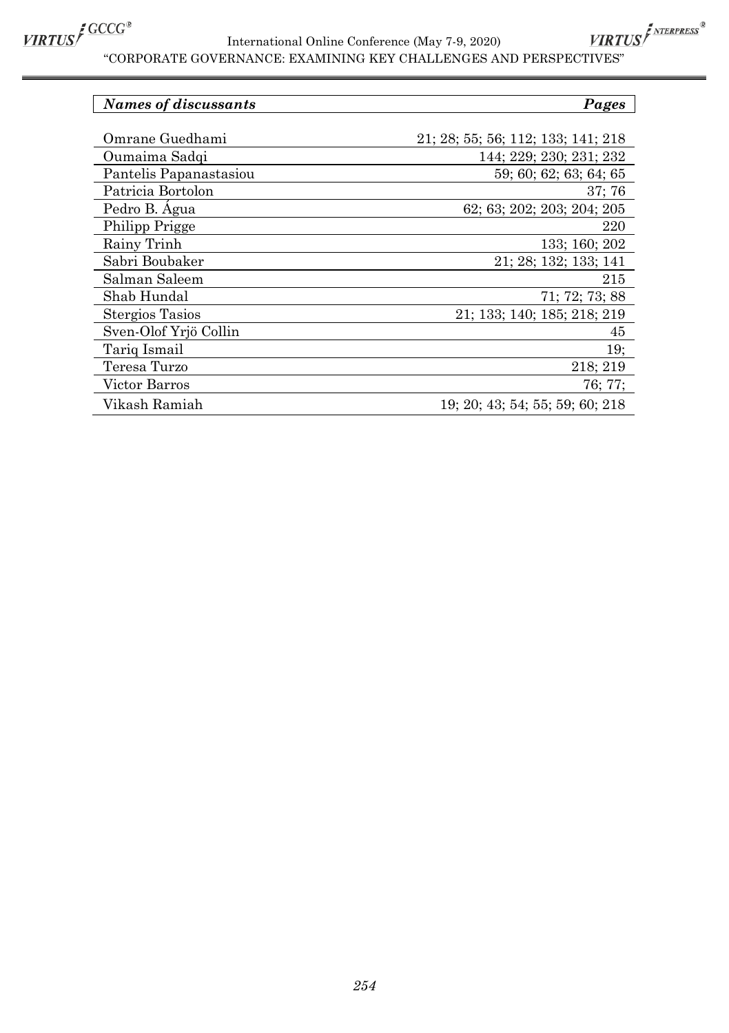| *Names of discussants* | *Pages* |
|---|---|
| Omrane Guedhami | 21; 28; 55; 56; 112; 133; 141; 218 |
| Oumaima Sadqi | 144; 229; 230; 231; 232 |
| Pantelis Papanastasiou | 59; 60; 62; 63; 64; 65 |
| Patricia Bortolon | 37; 76 |
| Pedro B. Água | 62; 63; 202; 203; 204; 205 |
| Philipp Prigge | 220 |
| Rainy Trinh | 133; 160; 202 |
| Sabri Boubaker | 21; 28; 132; 133; 141 |
| Salman Saleem | 215 |
| Shab Hundal | 71; 72; 73; 88 |
| Stergios Tasios | 21; 133; 140; 185; 218; 219 |
| Sven-Olof Yrjö Collin | 45 |
| Tariq Ismail | 19; |
| Teresa Turzo | 218; 219 |
| Victor Barros | 76; 77; |
| Vikash Ramiah | 19; 20; 43; 54; 55; 59; 60; 218 |